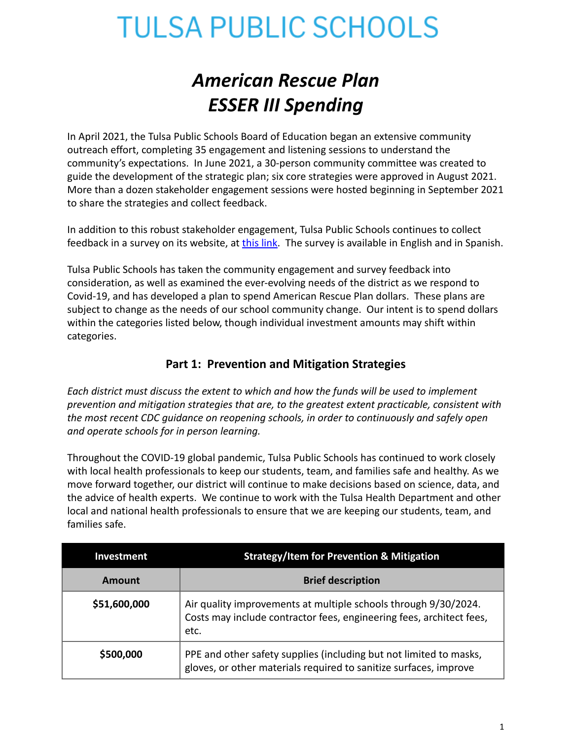# TULSA PUBLIC SCHOOLS

## *American Rescue Plan ESSER III Spending*

In April 2021, the Tulsa Public Schools Board of Education began an extensive community outreach effort, completing 35 engagement and listening sessions to understand the community's expectations. In June 2021, a 30-person community committee was created to guide the development of the strategic plan; six core strategies were approved in August 2021. More than a dozen stakeholder engagement sessions were hosted beginning in September 2021 to share the strategies and collect feedback.

In addition to this robust stakeholder engagement, Tulsa Public Schools continues to collect feedback in a survey on its website, at this link. The survey is available in English and in Spanish.

Tulsa Public Schools has taken the community engagement and survey feedback into consideration, as well as examined the ever-evolving needs of the district as we respond to Covid-19, and has developed a plan to spend American Rescue Plan dollars. These plans are subject to change as the needs of our school community change. Our intent is to spend dollars within the categories listed below, though individual investment amounts may shift within categories.

### Part 1: Prevention and Mitigation Strategies

*Each district must discuss the extent to which and how the funds will be used to implement prevention and mitigation strategies that are, to the greatest extent practicable, consistent with the most recent CDC guidance on reopening schools, in order to continuously and safely open and operate schools for in person learning.*

Throughout the COVID-19 global pandemic, Tulsa Public Schools has continued to work closely with local health professionals to keep our students, team, and families safe and healthy. As we move forward together, our district will continue to make decisions based on science, data, and the advice of health experts. We continue to work with the Tulsa Health Department and other local and national health professionals to ensure that we are keeping our students, team, and families safe.

| Investment | Strategy/Item for Prevention & Mitigation |
|---|---|
| **Amount** | **Brief description** |
| **$51,600,000** | Air quality improvements at multiple schools through 9/30/2024. Costs may include contractor fees, engineering fees, architect fees, etc. |
| **$500,000** | PPE and other safety supplies (including but not limited to masks, gloves, or other materials required to sanitize surfaces, improve |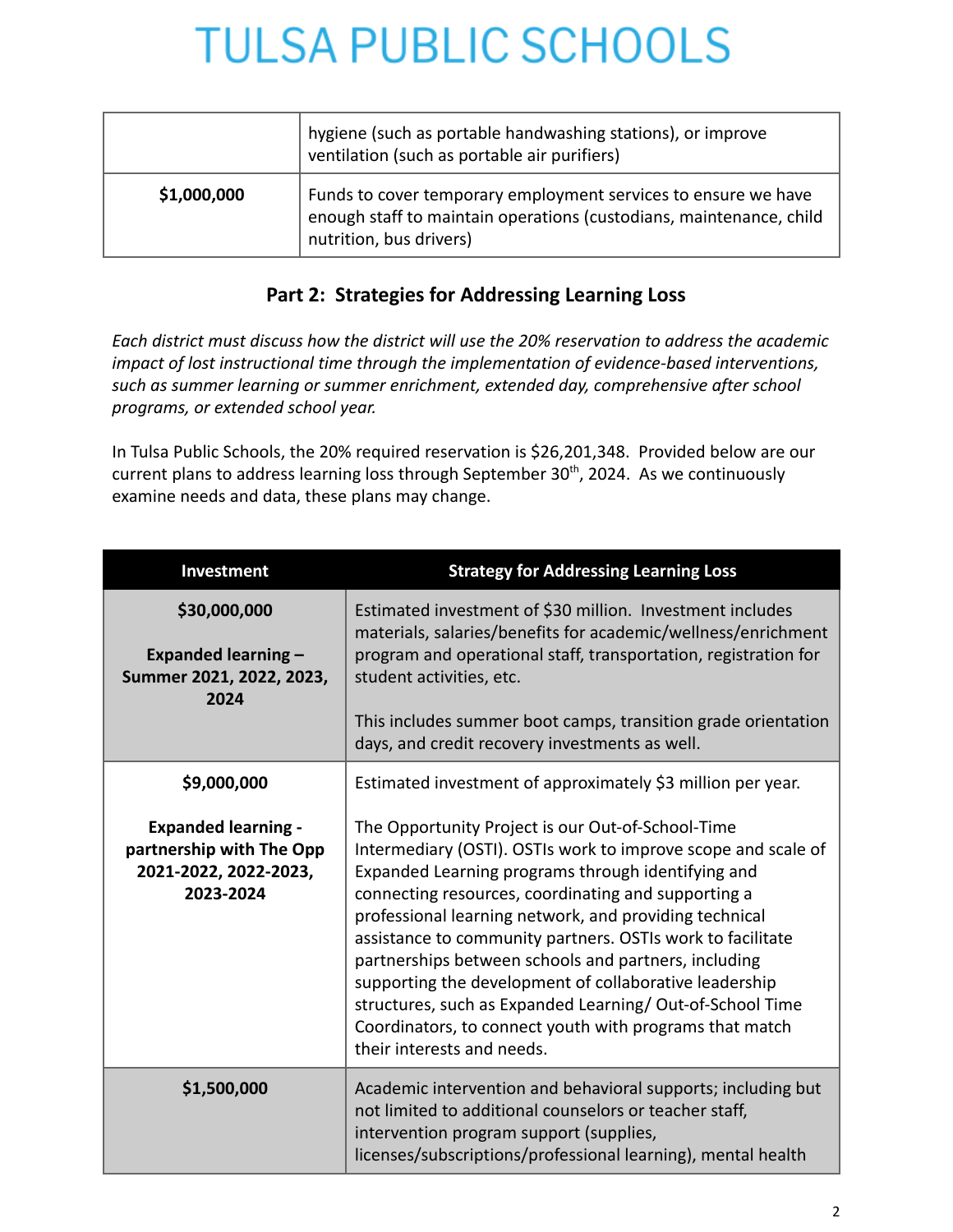|  | hygiene (such as portable handwashing stations), or improve ventilation (such as portable air purifiers) |
|---|---|
| **$1,000,000** | Funds to cover temporary employment services to ensure we have enough staff to maintain operations (custodians, maintenance, child nutrition, bus drivers) |

## Part 2: Strategies for Addressing Learning Loss

*Each district must discuss how the district will use the 20% reservation to address the academic impact of lost instructional time through the implementation of evidence-based interventions, such as summer learning or summer enrichment, extended day, comprehensive after school programs, or extended school year.*

In Tulsa Public Schools, the 20% required reservation is $26,201,348. Provided below are our current plans to address learning loss through September 30th, 2024. As we continuously examine needs and data, these plans may change.

| Investment | Strategy for Addressing Learning Loss |
|---|---|
| **$30,000,000**<br><br>**Expanded learning – Summer 2021, 2022, 2023, 2024** | Estimated investment of $30 million. Investment includes materials, salaries/benefits for academic/wellness/enrichment program and operational staff, transportation, registration for student activities, etc.<br><br>This includes summer boot camps, transition grade orientation days, and credit recovery investments as well. |
| **$9,000,000**<br><br>**Expanded learning - partnership with The Opp 2021-2022, 2022-2023, 2023-2024** | Estimated investment of approximately $3 million per year.<br><br>The Opportunity Project is our Out-of-School-Time Intermediary (OSTI). OSTIs work to improve scope and scale of Expanded Learning programs through identifying and connecting resources, coordinating and supporting a professional learning network, and providing technical assistance to community partners. OSTIs work to facilitate partnerships between schools and partners, including supporting the development of collaborative leadership structures, such as Expanded Learning/ Out-of-School Time Coordinators, to connect youth with programs that match their interests and needs. |
| **$1,500,000** | Academic intervention and behavioral supports; including but not limited to additional counselors or teacher staff, intervention program support (supplies, licenses/subscriptions/professional learning), mental health |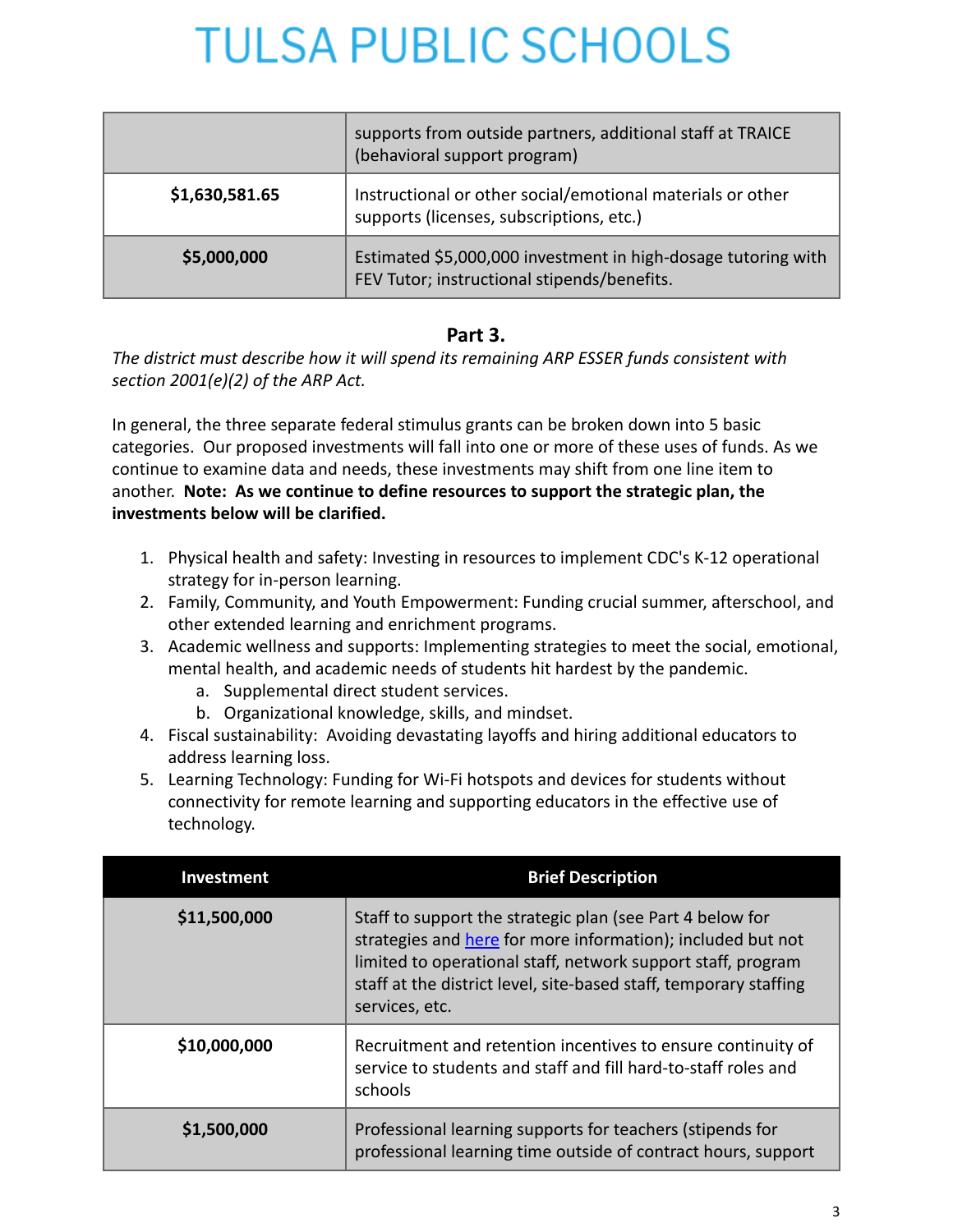| | |
|---|---|
| | supports from outside partners, additional staff at TRAICE (behavioral support program) |
| **$1,630,581.65** | Instructional or other social/emotional materials or other supports (licenses, subscriptions, etc.) |
| **$5,000,000** | Estimated $5,000,000 investment in high-dosage tutoring with FEV Tutor; instructional stipends/benefits. |

## Part 3.

*The district must describe how it will spend its remaining ARP ESSER funds consistent with section 2001(e)(2) of the ARP Act.*

In general, the three separate federal stimulus grants can be broken down into 5 basic categories. Our proposed investments will fall into one or more of these uses of funds. As we continue to examine data and needs, these investments may shift from one line item to another. **Note: As we continue to define resources to support the strategic plan, the investments below will be clarified.**

1. Physical health and safety: Investing in resources to implement CDC's K-12 operational strategy for in-person learning.
2. Family, Community, and Youth Empowerment: Funding crucial summer, afterschool, and other extended learning and enrichment programs.
3. Academic wellness and supports: Implementing strategies to meet the social, emotional, mental health, and academic needs of students hit hardest by the pandemic.
    a. Supplemental direct student services.
    b. Organizational knowledge, skills, and mindset.
4. Fiscal sustainability: Avoiding devastating layoffs and hiring additional educators to address learning loss.
5. Learning Technology: Funding for Wi-Fi hotspots and devices for students without connectivity for remote learning and supporting educators in the effective use of technology.

| Investment | Brief Description |
|---|---|
| **$11,500,000** | Staff to support the strategic plan (see Part 4 below for strategies and here for more information); included but not limited to operational staff, network support staff, program staff at the district level, site-based staff, temporary staffing services, etc. |
| **$10,000,000** | Recruitment and retention incentives to ensure continuity of service to students and staff and fill hard-to-staff roles and schools |
| **$1,500,000** | Professional learning supports for teachers (stipends for professional learning time outside of contract hours, support |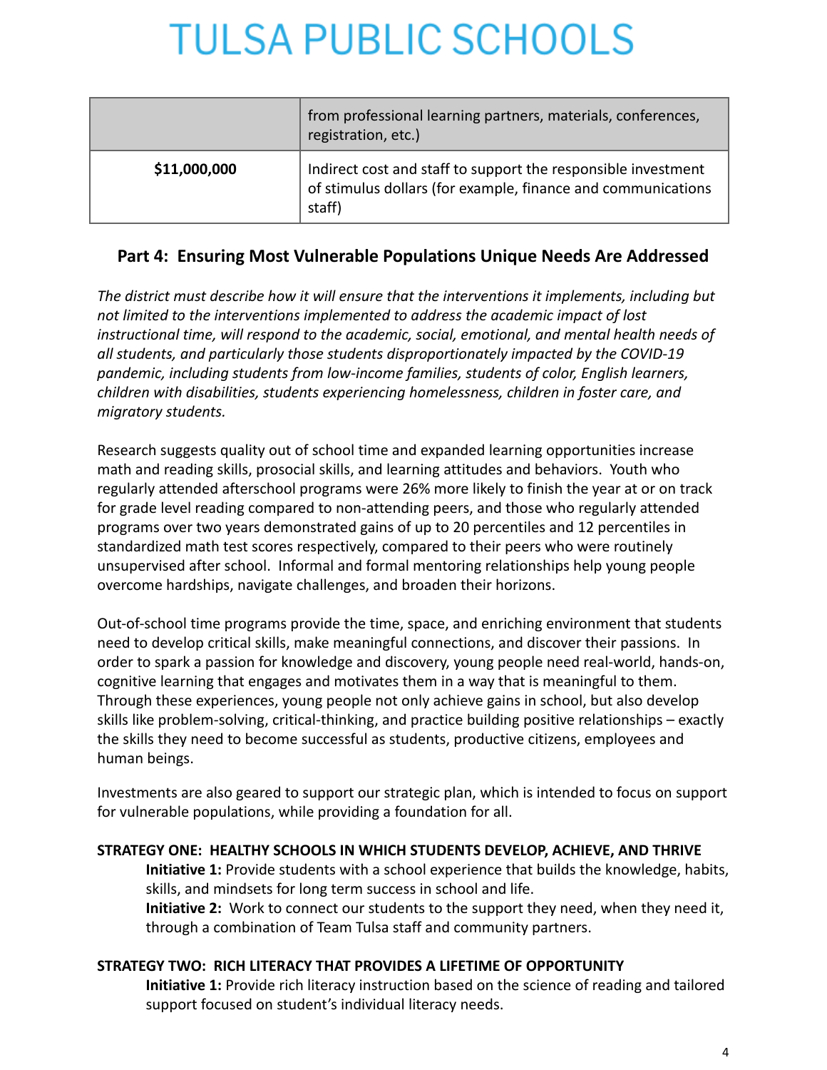| | |
|---|---|
| | from professional learning partners, materials, conferences, registration, etc.) |
| **$11,000,000** | Indirect cost and staff to support the responsible investment of stimulus dollars (for example, finance and communications staff) |

## Part 4: Ensuring Most Vulnerable Populations Unique Needs Are Addressed

*The district must describe how it will ensure that the interventions it implements, including but not limited to the interventions implemented to address the academic impact of lost instructional time, will respond to the academic, social, emotional, and mental health needs of all students, and particularly those students disproportionately impacted by the COVID-19 pandemic, including students from low-income families, students of color, English learners, children with disabilities, students experiencing homelessness, children in foster care, and migratory students.*

Research suggests quality out of school time and expanded learning opportunities increase math and reading skills, prosocial skills, and learning attitudes and behaviors. Youth who regularly attended afterschool programs were 26% more likely to finish the year at or on track for grade level reading compared to non-attending peers, and those who regularly attended programs over two years demonstrated gains of up to 20 percentiles and 12 percentiles in standardized math test scores respectively, compared to their peers who were routinely unsupervised after school. Informal and formal mentoring relationships help young people overcome hardships, navigate challenges, and broaden their horizons.

Out-of-school time programs provide the time, space, and enriching environment that students need to develop critical skills, make meaningful connections, and discover their passions. In order to spark a passion for knowledge and discovery, young people need real-world, hands-on, cognitive learning that engages and motivates them in a way that is meaningful to them. Through these experiences, young people not only achieve gains in school, but also develop skills like problem-solving, critical-thinking, and practice building positive relationships – exactly the skills they need to become successful as students, productive citizens, employees and human beings.

Investments are also geared to support our strategic plan, which is intended to focus on support for vulnerable populations, while providing a foundation for all.

**STRATEGY ONE: HEALTHY SCHOOLS IN WHICH STUDENTS DEVELOP, ACHIEVE, AND THRIVE**

**Initiative 1:** Provide students with a school experience that builds the knowledge, habits, skills, and mindsets for long term success in school and life.

**Initiative 2:** Work to connect our students to the support they need, when they need it, through a combination of Team Tulsa staff and community partners.

**STRATEGY TWO: RICH LITERACY THAT PROVIDES A LIFETIME OF OPPORTUNITY**

**Initiative 1:** Provide rich literacy instruction based on the science of reading and tailored support focused on student's individual literacy needs.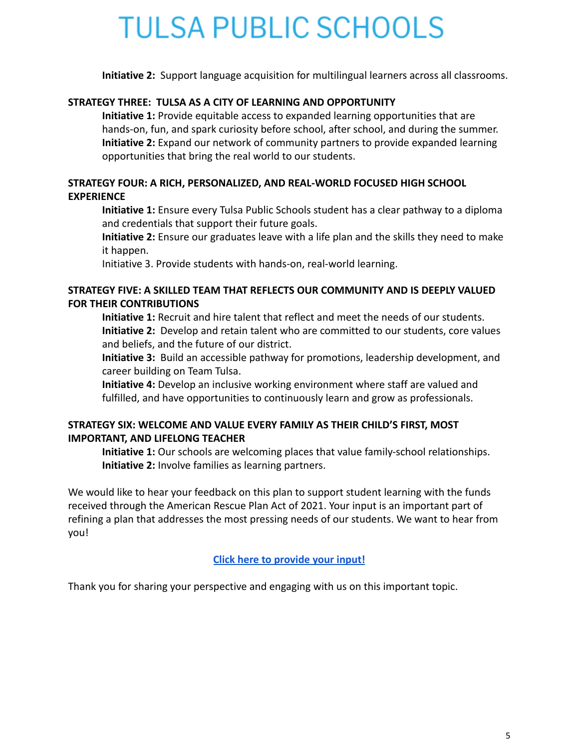**Initiative 2:** Support language acquisition for multilingual learners across all classrooms.

**STRATEGY THREE: TULSA AS A CITY OF LEARNING AND OPPORTUNITY**

**Initiative 1:** Provide equitable access to expanded learning opportunities that are hands-on, fun, and spark curiosity before school, after school, and during the summer.
**Initiative 2:** Expand our network of community partners to provide expanded learning opportunities that bring the real world to our students.

**STRATEGY FOUR: A RICH, PERSONALIZED, AND REAL-WORLD FOCUSED HIGH SCHOOL EXPERIENCE**

**Initiative 1:** Ensure every Tulsa Public Schools student has a clear pathway to a diploma and credentials that support their future goals.
**Initiative 2:** Ensure our graduates leave with a life plan and the skills they need to make it happen.
Initiative 3. Provide students with hands-on, real-world learning.

**STRATEGY FIVE: A SKILLED TEAM THAT REFLECTS OUR COMMUNITY AND IS DEEPLY VALUED FOR THEIR CONTRIBUTIONS**

**Initiative 1:** Recruit and hire talent that reflect and meet the needs of our students.
**Initiative 2:** Develop and retain talent who are committed to our students, core values and beliefs, and the future of our district.
**Initiative 3:** Build an accessible pathway for promotions, leadership development, and career building on Team Tulsa.
**Initiative 4:** Develop an inclusive working environment where staff are valued and fulfilled, and have opportunities to continuously learn and grow as professionals.

**STRATEGY SIX: WELCOME AND VALUE EVERY FAMILY AS THEIR CHILD'S FIRST, MOST IMPORTANT, AND LIFELONG TEACHER**

**Initiative 1:** Our schools are welcoming places that value family-school relationships.
**Initiative 2:** Involve families as learning partners.

We would like to hear your feedback on this plan to support student learning with the funds received through the American Rescue Plan Act of 2021. Your input is an important part of refining a plan that addresses the most pressing needs of our students. We want to hear from you!

**Click here to provide your input!**

Thank you for sharing your perspective and engaging with us on this important topic.